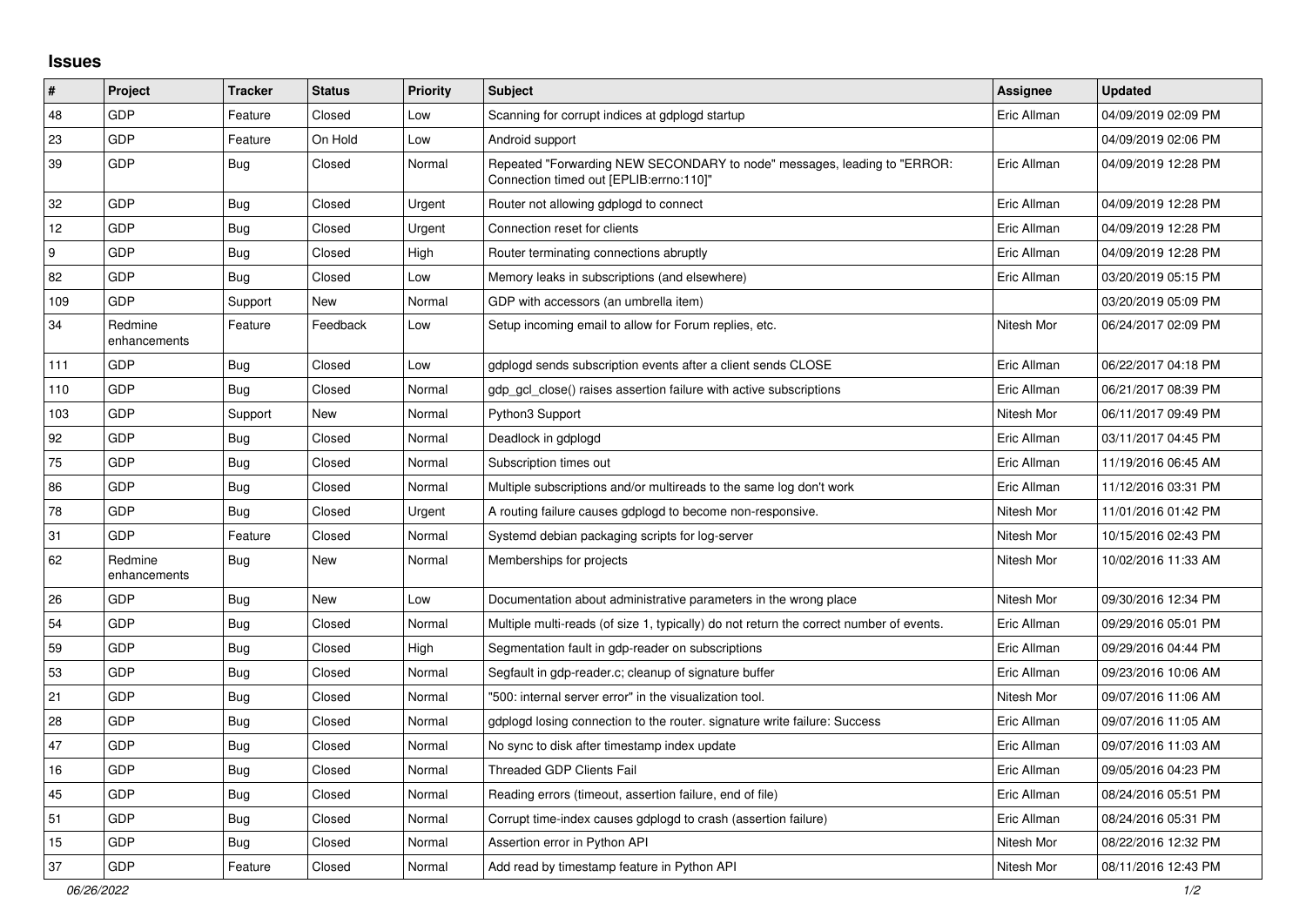## Issues

| # | Project | Tracker | Status | Priority | Subject | Assignee | Updated |
|---|---|---|---|---|---|---|---|
| 48 | GDP | Feature | Closed | Low | Scanning for corrupt indices at gdplogd startup | Eric Allman | 04/09/2019 02:09 PM |
| 23 | GDP | Feature | On Hold | Low | Android support | | 04/09/2019 02:06 PM |
| 39 | GDP | Bug | Closed | Normal | Repeated "Forwarding NEW SECONDARY to node" messages, leading to "ERROR: Connection timed out [EPLIB:errno:110]" | Eric Allman | 04/09/2019 12:28 PM |
| 32 | GDP | Bug | Closed | Urgent | Router not allowing gdplogd to connect | Eric Allman | 04/09/2019 12:28 PM |
| 12 | GDP | Bug | Closed | Urgent | Connection reset for clients | Eric Allman | 04/09/2019 12:28 PM |
| 9 | GDP | Bug | Closed | High | Router terminating connections abruptly | Eric Allman | 04/09/2019 12:28 PM |
| 82 | GDP | Bug | Closed | Low | Memory leaks in subscriptions (and elsewhere) | Eric Allman | 03/20/2019 05:15 PM |
| 109 | GDP | Support | New | Normal | GDP with accessors (an umbrella item) | | 03/20/2019 05:09 PM |
| 34 | Redmine enhancements | Feature | Feedback | Low | Setup incoming email to allow for Forum replies, etc. | Nitesh Mor | 06/24/2017 02:09 PM |
| 111 | GDP | Bug | Closed | Low | gdplogd sends subscription events after a client sends CLOSE | Eric Allman | 06/22/2017 04:18 PM |
| 110 | GDP | Bug | Closed | Normal | gdp_gcl_close() raises assertion failure with active subscriptions | Eric Allman | 06/21/2017 08:39 PM |
| 103 | GDP | Support | New | Normal | Python3 Support | Nitesh Mor | 06/11/2017 09:49 PM |
| 92 | GDP | Bug | Closed | Normal | Deadlock in gdplogd | Eric Allman | 03/11/2017 04:45 PM |
| 75 | GDP | Bug | Closed | Normal | Subscription times out | Eric Allman | 11/19/2016 06:45 AM |
| 86 | GDP | Bug | Closed | Normal | Multiple subscriptions and/or multireads to the same log don't work | Eric Allman | 11/12/2016 03:31 PM |
| 78 | GDP | Bug | Closed | Urgent | A routing failure causes gdplogd to become non-responsive. | Nitesh Mor | 11/01/2016 01:42 PM |
| 31 | GDP | Feature | Closed | Normal | Systemd debian packaging scripts for log-server | Nitesh Mor | 10/15/2016 02:43 PM |
| 62 | Redmine enhancements | Bug | New | Normal | Memberships for projects | Nitesh Mor | 10/02/2016 11:33 AM |
| 26 | GDP | Bug | New | Low | Documentation about administrative parameters in the wrong place | Nitesh Mor | 09/30/2016 12:34 PM |
| 54 | GDP | Bug | Closed | Normal | Multiple multi-reads (of size 1, typically) do not return the correct number of events. | Eric Allman | 09/29/2016 05:01 PM |
| 59 | GDP | Bug | Closed | High | Segmentation fault in gdp-reader on subscriptions | Eric Allman | 09/29/2016 04:44 PM |
| 53 | GDP | Bug | Closed | Normal | Segfault in gdp-reader.c; cleanup of signature buffer | Eric Allman | 09/23/2016 10:06 AM |
| 21 | GDP | Bug | Closed | Normal | "500: internal server error" in the visualization tool. | Nitesh Mor | 09/07/2016 11:06 AM |
| 28 | GDP | Bug | Closed | Normal | gdplogd losing connection to the router. signature write failure: Success | Eric Allman | 09/07/2016 11:05 AM |
| 47 | GDP | Bug | Closed | Normal | No sync to disk after timestamp index update | Eric Allman | 09/07/2016 11:03 AM |
| 16 | GDP | Bug | Closed | Normal | Threaded GDP Clients Fail | Eric Allman | 09/05/2016 04:23 PM |
| 45 | GDP | Bug | Closed | Normal | Reading errors (timeout, assertion failure, end of file) | Eric Allman | 08/24/2016 05:51 PM |
| 51 | GDP | Bug | Closed | Normal | Corrupt time-index causes gdplogd to crash (assertion failure) | Eric Allman | 08/24/2016 05:31 PM |
| 15 | GDP | Bug | Closed | Normal | Assertion error in Python API | Nitesh Mor | 08/22/2016 12:32 PM |
| 37 | GDP | Feature | Closed | Normal | Add read by timestamp feature in Python API | Nitesh Mor | 08/11/2016 12:43 PM |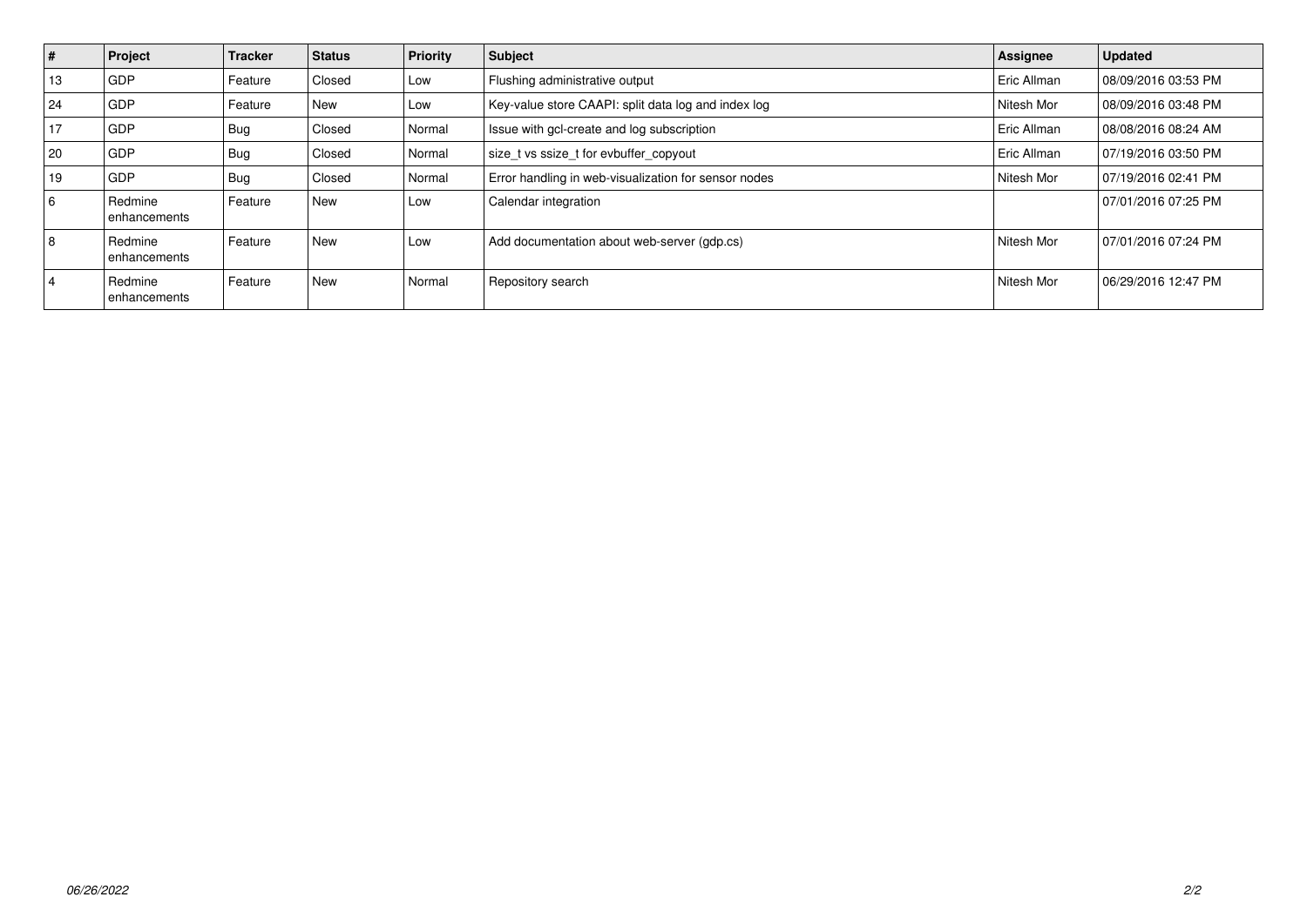| # | Project | Tracker | Status | Priority | Subject | Assignee | Updated |
|---|---|---|---|---|---|---|---|
| 13 | GDP | Feature | Closed | Low | Flushing administrative output | Eric Allman | 08/09/2016 03:53 PM |
| 24 | GDP | Feature | New | Low | Key-value store CAAPI: split data log and index log | Nitesh Mor | 08/09/2016 03:48 PM |
| 17 | GDP | Bug | Closed | Normal | Issue with gcl-create and log subscription | Eric Allman | 08/08/2016 08:24 AM |
| 20 | GDP | Bug | Closed | Normal | size_t vs ssize_t for evbuffer_copyout | Eric Allman | 07/19/2016 03:50 PM |
| 19 | GDP | Bug | Closed | Normal | Error handling in web-visualization for sensor nodes | Nitesh Mor | 07/19/2016 02:41 PM |
| 6 | Redmine enhancements | Feature | New | Low | Calendar integration | | 07/01/2016 07:25 PM |
| 8 | Redmine enhancements | Feature | New | Low | Add documentation about web-server (gdp.cs) | Nitesh Mor | 07/01/2016 07:24 PM |
| 4 | Redmine enhancements | Feature | New | Normal | Repository search | Nitesh Mor | 06/29/2016 12:47 PM |